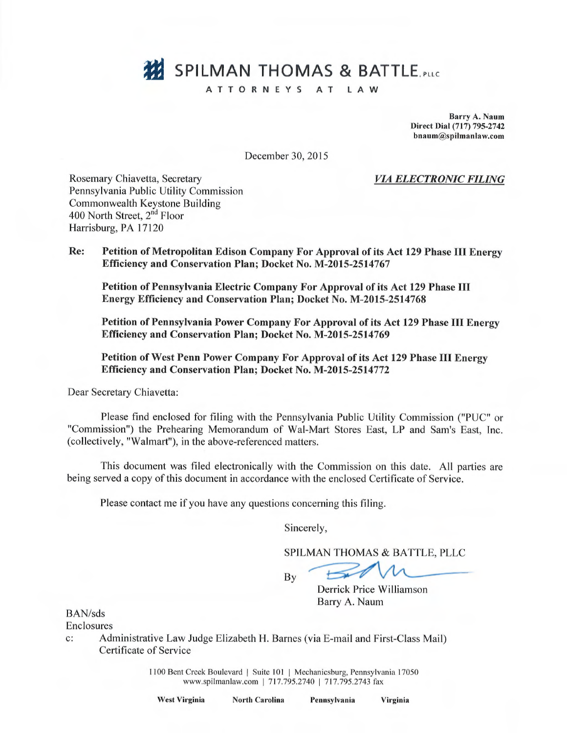# SPILMAN THOMAS & BATTLE, PLLC

ATTORNEYS AT LAW

**Barry A. Naum**
**Direct Dial (717) 795-2742**
**bnaum@spilmanlaw.com**

December 30, 2015

Rosemary Chiavetta, Secretary
Pennsylvania Public Utility Commission
Commonwealth Keystone Building
400 North Street, 2nd Floor
Harrisburg, PA 17120

***VIA ELECTRONIC FILING***

**Re: Petition of Metropolitan Edison Company For Approval of its Act 129 Phase III Energy Efficiency and Conservation Plan; Docket No. M-2015-2514767**

**Petition of Pennsylvania Electric Company For Approval of its Act 129 Phase III Energy Efficiency and Conservation Plan; Docket No. M-2015-2514768**

**Petition of Pennsylvania Power Company For Approval of its Act 129 Phase III Energy Efficiency and Conservation Plan; Docket No. M-2015-2514769**

**Petition of West Penn Power Company For Approval of its Act 129 Phase III Energy Efficiency and Conservation Plan; Docket No. M-2015-2514772**

Dear Secretary Chiavetta:

Please find enclosed for filing with the Pennsylvania Public Utility Commission ("PUC" or "Commission") the Prehearing Memorandum of Wal-Mart Stores East, LP and Sam's East, Inc. (collectively, "Walmart"), in the above-referenced matters.

This document was filed electronically with the Commission on this date. All parties are being served a copy of this document in accordance with the enclosed Certificate of Service.

Please contact me if you have any questions concerning this filing.

Sincerely,

SPILMAN THOMAS & BATTLE, PLLC

By

Derrick Price Williamson
Barry A. Naum

BAN/sds
Enclosures
c: Administrative Law Judge Elizabeth H. Barnes (via E-mail and First-Class Mail)
Certificate of Service

1100 Bent Creek Boulevard | Suite 101 | Mechanicsburg, Pennsylvania 17050
www.spilmanlaw.com | 717.795.2740 | 717.795.2743 fax

**West Virginia North Carolina Pennsylvania Virginia**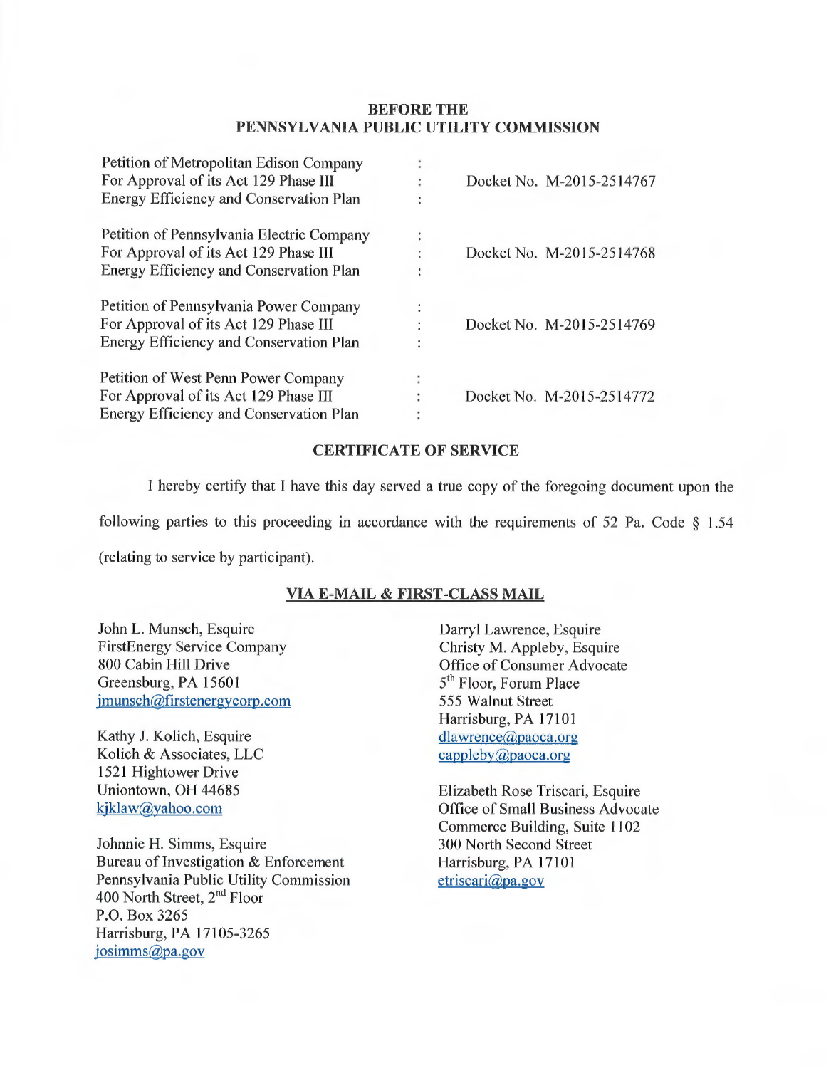## BEFORE THE
## PENNSYLVANIA PUBLIC UTILITY COMMISSION

| | | |
|---|---|---|
| Petition of Metropolitan Edison Company For Approval of its Act 129 Phase III Energy Efficiency and Conservation Plan | : | Docket No. M-2015-2514767 |
| Petition of Pennsylvania Electric Company For Approval of its Act 129 Phase III Energy Efficiency and Conservation Plan | : | Docket No. M-2015-2514768 |
| Petition of Pennsylvania Power Company For Approval of its Act 129 Phase III Energy Efficiency and Conservation Plan | : | Docket No. M-2015-2514769 |
| Petition of West Penn Power Company For Approval of its Act 129 Phase III Energy Efficiency and Conservation Plan | : | Docket No. M-2015-2514772 |

### CERTIFICATE OF SERVICE

I hereby certify that I have this day served a true copy of the foregoing document upon the following parties to this proceeding in accordance with the requirements of 52 Pa. Code § 1.54 (relating to service by participant).

**VIA E-MAIL & FIRST-CLASS MAIL**

John L. Munsch, Esquire
FirstEnergy Service Company
800 Cabin Hill Drive
Greensburg, PA 15601
jmunsch@firstenergycorp.com

Kathy J. Kolich, Esquire
Kolich & Associates, LLC
1521 Hightower Drive
Uniontown, OH 44685
kjklaw@yahoo.com

Johnnie H. Simms, Esquire
Bureau of Investigation & Enforcement
Pennsylvania Public Utility Commission
400 North Street, 2nd Floor
P.O. Box 3265
Harrisburg, PA 17105-3265
josimms@pa.gov

Darryl Lawrence, Esquire
Christy M. Appleby, Esquire
Office of Consumer Advocate
5th Floor, Forum Place
555 Walnut Street
Harrisburg, PA 17101
dlawrence@paoca.org
cappleby@paoca.org

Elizabeth Rose Triscari, Esquire
Office of Small Business Advocate
Commerce Building, Suite 1102
300 North Second Street
Harrisburg, PA 17101
etriscari@pa.gov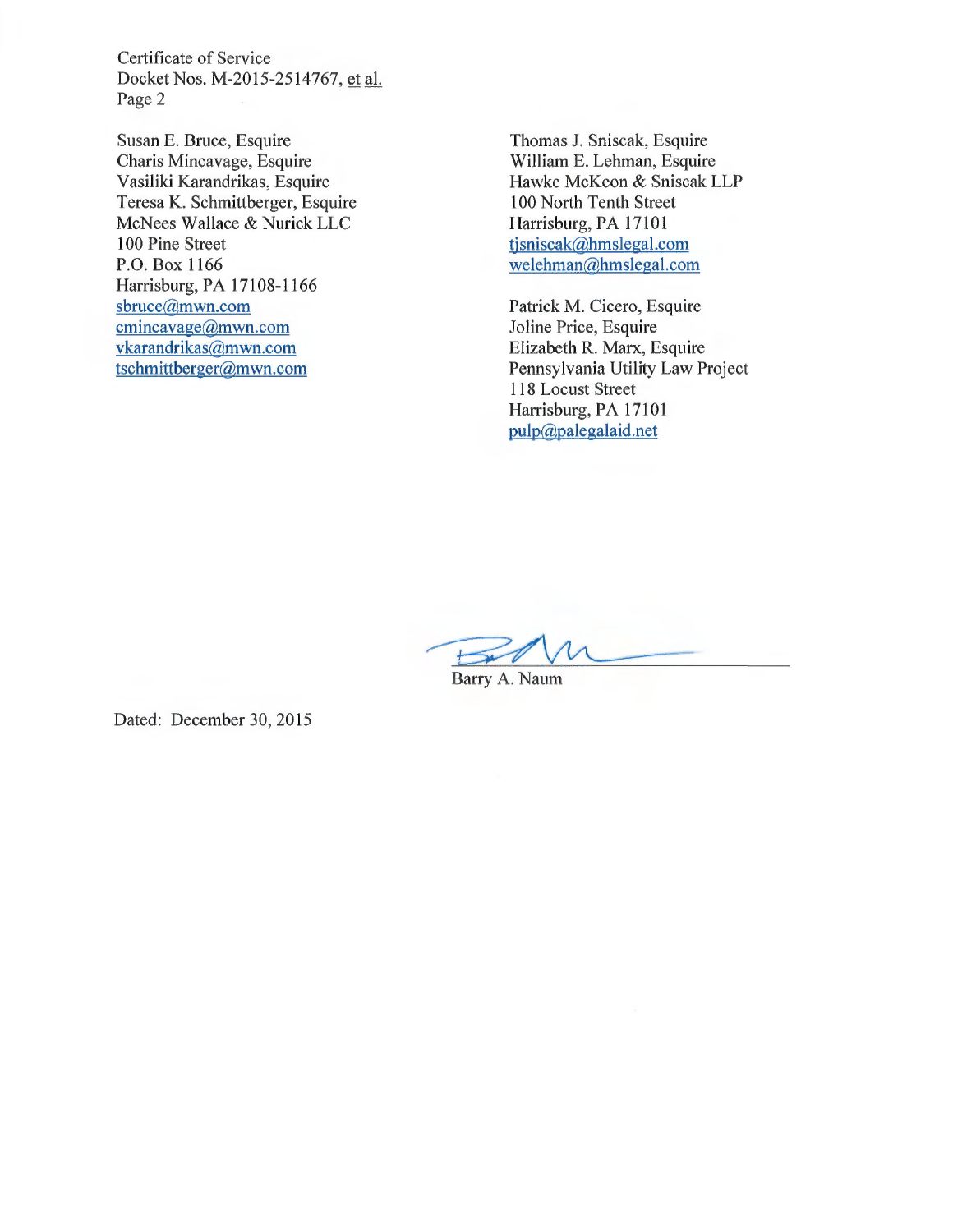Susan E. Bruce, Esquire
Charis Mincavage, Esquire
Vasiliki Karandrikas, Esquire
Teresa K. Schmittberger, Esquire
McNees Wallace & Nurick LLC
100 Pine Street
P.O. Box 1166
Harrisburg, PA 17108-1166
sbruce@mwn.com
cmincavage@mwn.com
vkarandrikas@mwn.com
tschmittberger@mwn.com

Thomas J. Sniscak, Esquire
William E. Lehman, Esquire
Hawke McKeon & Sniscak LLP
100 North Tenth Street
Harrisburg, PA 17101
tjsniscak@hmslegal.com
welehman@hmslegal.com

Patrick M. Cicero, Esquire
Joline Price, Esquire
Elizabeth R. Marx, Esquire
Pennsylvania Utility Law Project
118 Locust Street
Harrisburg, PA 17101
pulp@palegalaid.net

Barry A. Naum

Dated: December 30, 2015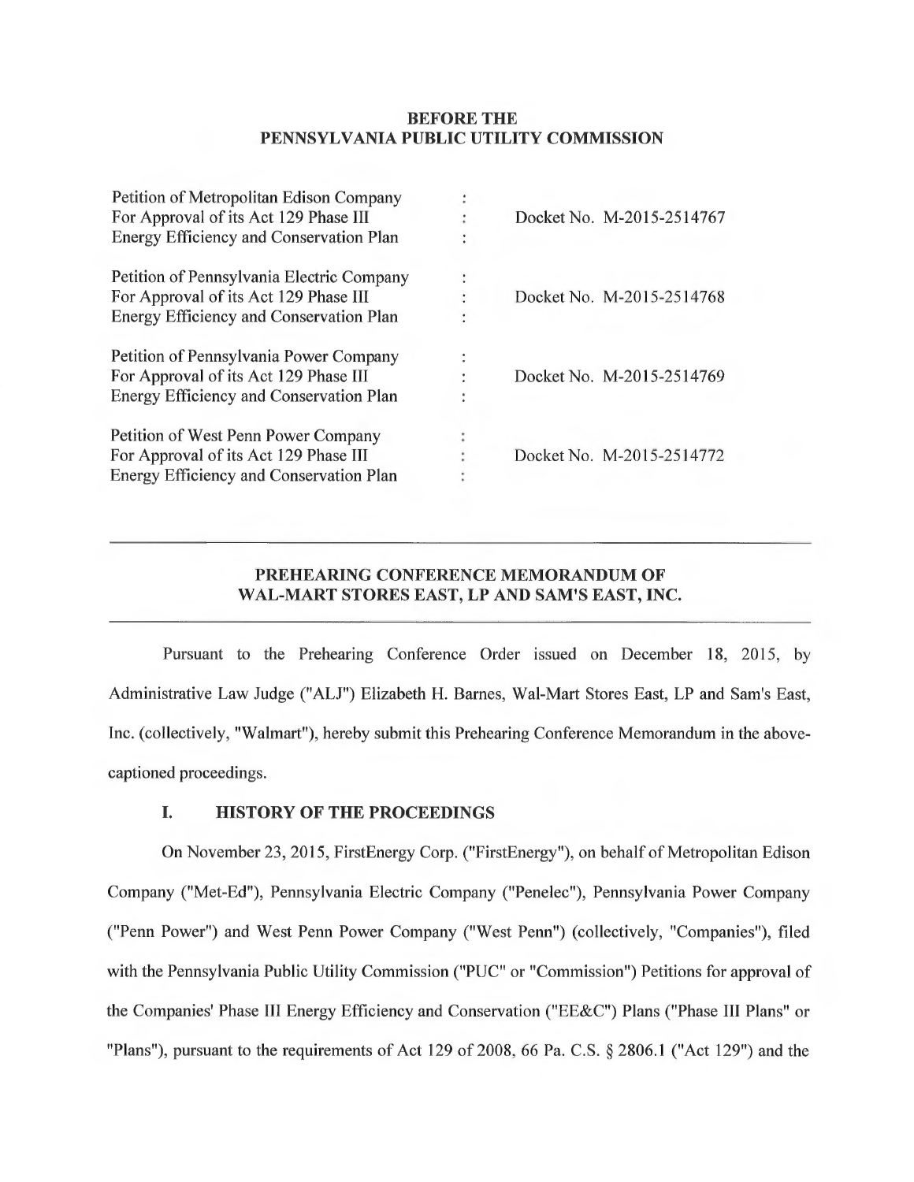# BEFORE THE
# PENNSYLVANIA PUBLIC UTILITY COMMISSION

| | | |
|---|---|---|
| Petition of Metropolitan Edison Company<br>For Approval of its Act 129 Phase III<br>Energy Efficiency and Conservation Plan | :<br>:<br>: | Docket No. M-2015-2514767 |
| Petition of Pennsylvania Electric Company<br>For Approval of its Act 129 Phase III<br>Energy Efficiency and Conservation Plan | :<br>:<br>: | Docket No. M-2015-2514768 |
| Petition of Pennsylvania Power Company<br>For Approval of its Act 129 Phase III<br>Energy Efficiency and Conservation Plan | :<br>:<br>: | Docket No. M-2015-2514769 |
| Petition of West Penn Power Company<br>For Approval of its Act 129 Phase III<br>Energy Efficiency and Conservation Plan | :<br>:<br>: | Docket No. M-2015-2514772 |

---

## PREHEARING CONFERENCE MEMORANDUM OF WAL-MART STORES EAST, LP AND SAM'S EAST, INC.

---

Pursuant to the Prehearing Conference Order issued on December 18, 2015, by Administrative Law Judge ("ALJ") Elizabeth H. Barnes, Wal-Mart Stores East, LP and Sam's East, Inc. (collectively, "Walmart"), hereby submit this Prehearing Conference Memorandum in the above-captioned proceedings.

### I. HISTORY OF THE PROCEEDINGS

On November 23, 2015, FirstEnergy Corp. ("FirstEnergy"), on behalf of Metropolitan Edison Company ("Met-Ed"), Pennsylvania Electric Company ("Penelec"), Pennsylvania Power Company ("Penn Power") and West Penn Power Company ("West Penn") (collectively, "Companies"), filed with the Pennsylvania Public Utility Commission ("PUC" or "Commission") Petitions for approval of the Companies' Phase III Energy Efficiency and Conservation ("EE&C") Plans ("Phase III Plans" or "Plans"), pursuant to the requirements of Act 129 of 2008, 66 Pa. C.S. § 2806.1 ("Act 129") and the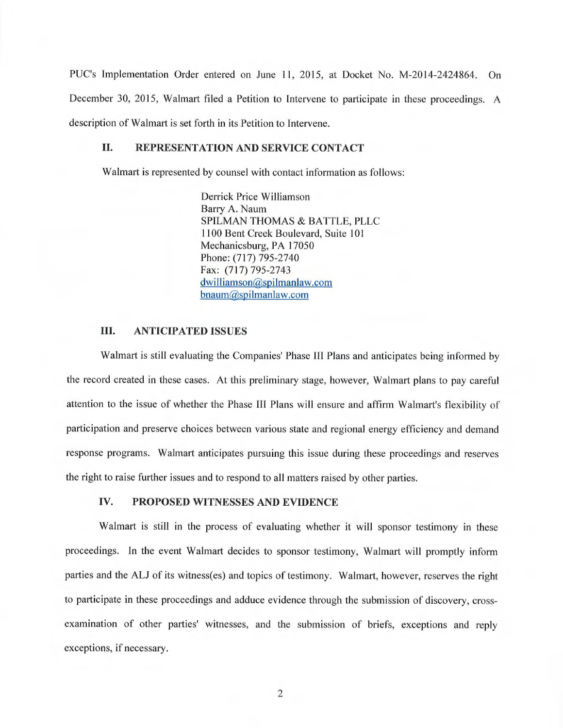PUC's Implementation Order entered on June 11, 2015, at Docket No. M-2014-2424864. On December 30, 2015, Walmart filed a Petition to Intervene to participate in these proceedings. A description of Walmart is set forth in its Petition to Intervene.

## II. REPRESENTATION AND SERVICE CONTACT

Walmart is represented by counsel with contact information as follows:

> Derrick Price Williamson
> Barry A. Naum
> SPILMAN THOMAS & BATTLE, PLLC
> 1100 Bent Creek Boulevard, Suite 101
> Mechanicsburg, PA 17050
> Phone: (717) 795-2740
> Fax: (717) 795-2743
> dwilliamson@spilmanlaw.com
> bnaum@spilmanlaw.com

## III. ANTICIPATED ISSUES

Walmart is still evaluating the Companies' Phase III Plans and anticipates being informed by the record created in these cases. At this preliminary stage, however, Walmart plans to pay careful attention to the issue of whether the Phase III Plans will ensure and affirm Walmart's flexibility of participation and preserve choices between various state and regional energy efficiency and demand response programs. Walmart anticipates pursuing this issue during these proceedings and reserves the right to raise further issues and to respond to all matters raised by other parties.

## IV. PROPOSED WITNESSES AND EVIDENCE

Walmart is still in the process of evaluating whether it will sponsor testimony in these proceedings. In the event Walmart decides to sponsor testimony, Walmart will promptly inform parties and the ALJ of its witness(es) and topics of testimony. Walmart, however, reserves the right to participate in these proceedings and adduce evidence through the submission of discovery, cross-examination of other parties' witnesses, and the submission of briefs, exceptions and reply exceptions, if necessary.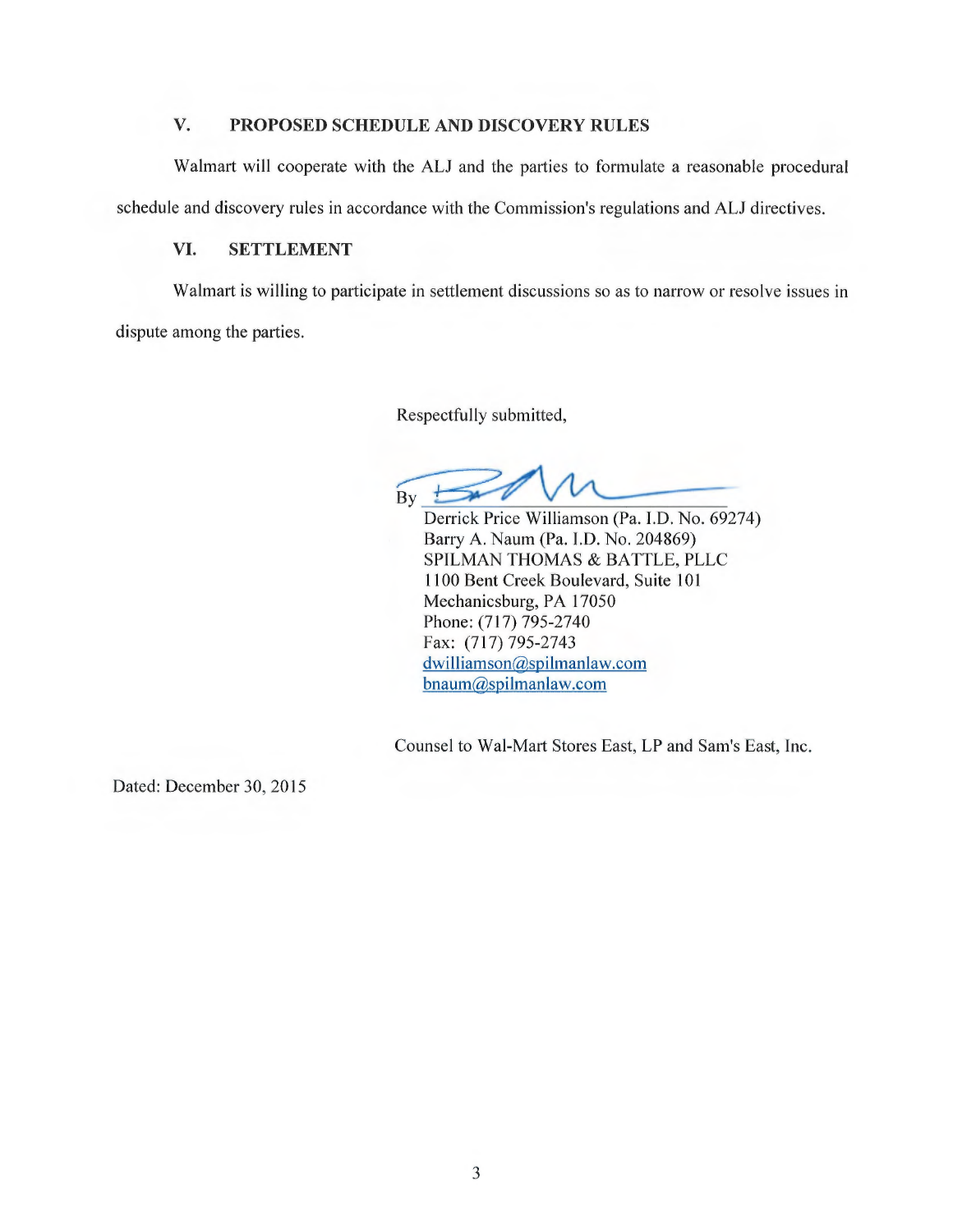## V. PROPOSED SCHEDULE AND DISCOVERY RULES

Walmart will cooperate with the ALJ and the parties to formulate a reasonable procedural schedule and discovery rules in accordance with the Commission's regulations and ALJ directives.

## VI. SETTLEMENT

Walmart is willing to participate in settlement discussions so as to narrow or resolve issues in dispute among the parties.

Respectfully submitted,

By ____________________

Derrick Price Williamson (Pa. I.D. No. 69274)
Barry A. Naum (Pa. I.D. No. 204869)
SPILMAN THOMAS & BATTLE, PLLC
1100 Bent Creek Boulevard, Suite 101
Mechanicsburg, PA 17050
Phone: (717) 795-2740
Fax: (717) 795-2743
dwilliamson@spilmanlaw.com
bnaum@spilmanlaw.com

Counsel to Wal-Mart Stores East, LP and Sam's East, Inc.

Dated: December 30, 2015